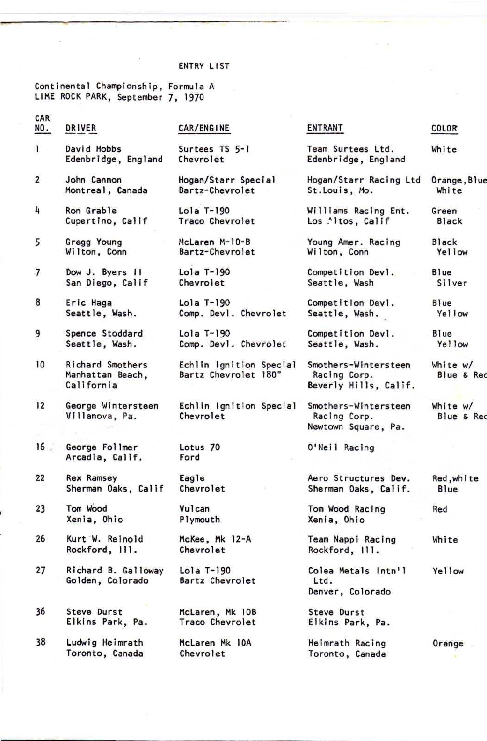ENTRY LIST

Continental Championship, Formula A
LIME ROCK PARK, September 7, 1970

| CAR NO. | DRIVER | CAR/ENGINE | ENTRANT | COLOR |
|---|---|---|---|---|
| 1 | David Hobbs<br>Edenbridge, England | Surtees TS 5-1<br>Chevrolet | Team Surtees Ltd.<br>Edenbridge, England | White |
| 2 | John Cannon<br>Montreal, Canada | Hogan/Starr Special<br>Bartz-Chevrolet | Hogan/Starr Racing Ltd<br>St.Louis, Mo. | Orange,Blue<br>White |
| 4 | Ron Grable<br>Cupertino, Calif | Lola T-190<br>Traco Chevrolet | Williams Racing Ent.<br>Los Altos, Calif | Green<br>Black |
| 5 | Gregg Young<br>Wilton, Conn | McLaren M-10-B<br>Bartz-Chevrolet | Young Amer. Racing<br>Wilton, Conn | Black<br>Yellow |
| 7 | Dow J. Byers II<br>San Diego, Calif | Lola T-190<br>Chevrolet | Competition Devl.<br>Seattle, Wash | Blue<br>Silver |
| 8 | Eric Haga<br>Seattle, Wash. | Lola T-190<br>Comp. Devl. Chevrolet | Competition Devl.<br>Seattle, Wash. | Blue<br>Yellow |
| 9 | Spence Stoddard<br>Seattle, Wash. | Lola T-190<br>Comp. Devl. Chevrolet | Competition Devl.<br>Seattle, Wash. | Blue<br>Yellow |
| 10 | Richard Smothers<br>Manhattan Beach,<br>California | Echlin Ignition Special<br>Bartz Chevrolet 180° | Smothers-Wintersteen<br>Racing Corp.<br>Beverly Hills, Calif. | White w/<br>Blue & Red |
| 12 | George Wintersteen<br>Villanova, Pa. | Echlin Ignition Special<br>Chevrolet | Smothers-Wintersteen<br>Racing Corp.<br>Newtown Square, Pa. | White w/<br>Blue & Red |
| 16 | George Follmer<br>Arcadia, Calif. | Lotus 70<br>Ford | O'Neil Racing | |
| 22 | Rex Ramsey<br>Sherman Oaks, Calif | Eagle<br>Chevrolet | Aero Structures Dev.<br>Sherman Oaks, Calif. | Red,white<br>Blue |
| 23 | Tom Wood<br>Xenia, Ohio | Vulcan<br>Plymouth | Tom Wood Racing<br>Xenia, Ohio | Red |
| 26 | Kurt W. Reinold<br>Rockford, Ill. | McKee, Mk 12-A<br>Chevrolet | Team Nappi Racing<br>Rockford, Ill. | White |
| 27 | Richard B. Galloway<br>Golden, Colorado | Lola T-190<br>Bartz Chevrolet | Colea Metals Intn'l<br>Ltd.<br>Denver, Colorado | Yellow |
| 36 | Steve Durst<br>Elkins Park, Pa. | McLaren, Mk 10B<br>Traco Chevrolet | Steve Durst<br>Elkins Park, Pa. | |
| 38 | Ludwig Heimrath<br>Toronto, Canada | McLaren Mk 10A<br>Chevrolet | Heimrath Racing<br>Toronto, Canada | Orange |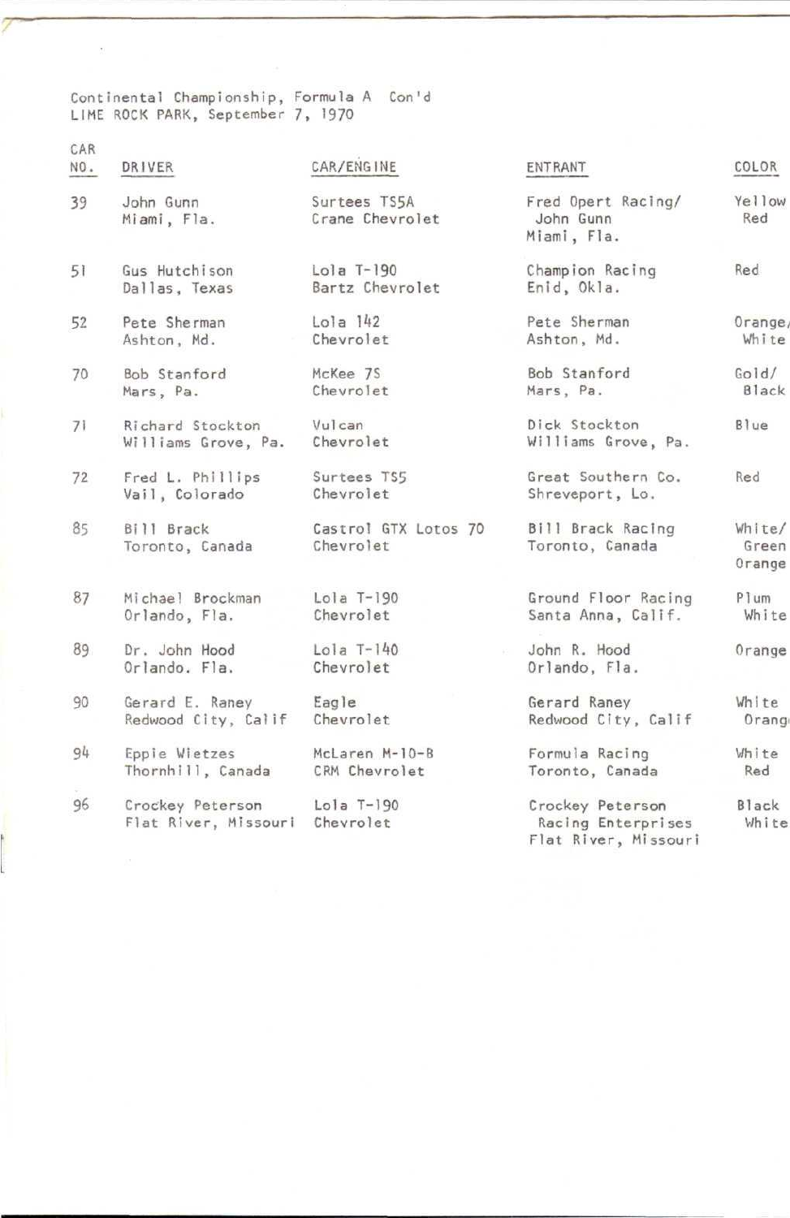Continental Championship, Formula A Con'd
LIME ROCK PARK, September 7, 1970

| CAR NO. | DRIVER | CAR/ENGINE | ENTRANT | COLOR |
|---|---|---|---|---|
| 39 | John Gunn<br>Miami, Fla. | Surtees TS5A<br>Crane Chevrolet | Fred Opert Racing/<br>John Gunn<br>Miami, Fla. | Yellow<br>Red |
| 51 | Gus Hutchison<br>Dallas, Texas | Lola T-190<br>Bartz Chevrolet | Champion Racing<br>Enid, Okla. | Red |
| 52 | Pete Sherman<br>Ashton, Md. | Lola 142<br>Chevrolet | Pete Sherman<br>Ashton, Md. | Orange/<br>White |
| 70 | Bob Stanford<br>Mars, Pa. | McKee 7S<br>Chevrolet | Bob Stanford<br>Mars, Pa. | Gold/<br>Black |
| 71 | Richard Stockton<br>Williams Grove, Pa. | Vulcan<br>Chevrolet | Dick Stockton<br>Williams Grove, Pa. | Blue |
| 72 | Fred L. Phillips<br>Vail, Colorado | Surtees TS5<br>Chevrolet | Great Southern Co.<br>Shreveport, Lo. | Red |
| 85 | Bill Brack<br>Toronto, Canada | Castrol GTX Lotos 70<br>Chevrolet | Bill Brack Racing<br>Toronto, Canada | White/<br>Green<br>Orange |
| 87 | Michael Brockman<br>Orlando, Fla. | Lola T-190<br>Chevrolet | Ground Floor Racing<br>Santa Anna, Calif. | Plum<br>White |
| 89 | Dr. John Hood<br>Orlando. Fla. | Lola T-140<br>Chevrolet | John R. Hood<br>Orlando, Fla. | Orange |
| 90 | Gerard E. Raney<br>Redwood City, Calif | Eagle<br>Chevrolet | Gerard Raney<br>Redwood City, Calif | White<br>Orange |
| 94 | Eppie Wietzes<br>Thornhill, Canada | McLaren M-10-B<br>CRM Chevrolet | Formula Racing<br>Toronto, Canada | White<br>Red |
| 96 | Crockey Peterson<br>Flat River, Missouri | Lola T-190<br>Chevrolet | Crockey Peterson<br>Racing Enterprises<br>Flat River, Missouri | Black<br>White |